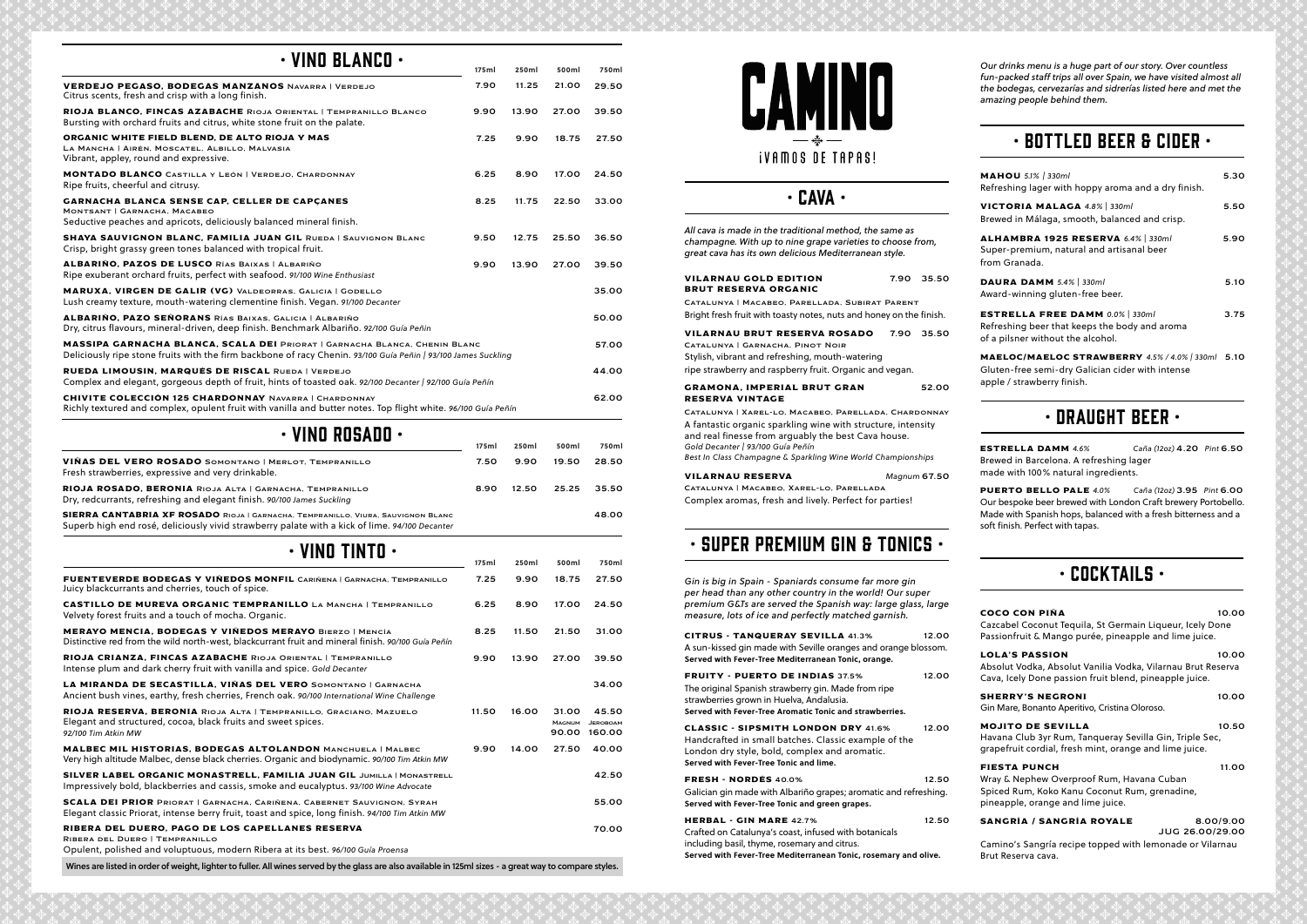## · VINO BLANCO ·

| | 175ml | 250ml | 500ml | 750ml |
|---|---|---|---|---|
| **VERDEJO PEGASO, BODEGAS MANZANOS** Navarra \| Verdejo<br>Citrus scents, fresh and crisp with a long finish. | 7.90 | 11.25 | 21.00 | 29.50 |
| **RIOJA BLANCO, FINCAS AZABACHE** Rioja Oriental \| Tempranillo Blanco<br>Bursting with orchard fruits and citrus, white stone fruit on the palate. | 9.90 | 13.90 | 27.00 | 39.50 |
| **ORGANIC WHITE FIELD BLEND, DE ALTO RIOJA Y MAS**<br>La Mancha \| Airén, Moscatel, Albillo, Malvasia<br>Vibrant, appley, round and expressive. | 7.25 | 9.90 | 18.75 | 27.50 |
| **MONTADO BLANCO** Castilla y León \| Verdejo, Chardonnay<br>Ripe fruits, cheerful and citrusy. | 6.25 | 8.90 | 17.00 | 24.50 |
| **GARNACHA BLANCA SENSE CAP, CELLER DE CAPÇANES**<br>Montsant \| Garnacha, Macabeo<br>Seductive peaches and apricots, deliciously balanced mineral finish. | 8.25 | 11.75 | 22.50 | 33.00 |
| **SHAYA SAUVIGNON BLANC, FAMILIA JUAN GIL** Rueda \| Sauvignon Blanc<br>Crisp, bright grassy green tones balanced with tropical fruit. | 9.50 | 12.75 | 25.50 | 36.50 |
| **ALBARIÑO, PAZOS DE LUSCO** Rías Baixas \| Albariño<br>Ripe exuberant orchard fruits, perfect with seafood. *91/100 Wine Enthusiast* | 9.90 | 13.90 | 27.00 | 39.50 |
| **MARUXA, VIRGEN DE GALIR (VG)** Valdeorras, Galicia \| Godello<br>Lush creamy texture, mouth-watering clementine finish. Vegan. *91/100 Decanter* | | | | 35.00 |
| **ALBARIÑO, PAZO SEÑORANS** Rías Baixas, Galicia \| Albariño<br>Dry, citrus flavours, mineral-driven, deep finish. Benchmark Albariño. *92/100 Guía Peñín* | | | | 50.00 |
| **MASSIPA GARNACHA BLANCA, SCALA DEI** Priorat \| Garnacha Blanca, Chenin Blanc<br>Deliciously ripe stone fruits with the firm backbone of racy Chenin. *93/100 Guía Peñín \| 93/100 James Suckling* | | | | 57.00 |
| **RUEDA LIMOUSIN, MARQUÉS DE RISCAL** Rueda \| Verdejo<br>Complex and elegant, gorgeous depth of fruit, hints of toasted oak. *92/100 Decanter \| 92/100 Guía Peñín* | | | | 44.00 |
| **CHIVITE COLECCIÓN 125 CHARDONNAY** Navarra \| Chardonnay<br>Richly textured and complex, opulent fruit with vanilla and butter notes. Top flight white. *96/100 Guía Peñín* | | | | 62.00 |

## · VINO ROSADO ·

| | 175ml | 250ml | 500ml | 750ml |
|---|---|---|---|---|
| **VIÑAS DEL VERO ROSADO** Somontano \| Merlot, Tempranillo<br>Fresh strawberries, expressive and very drinkable. | 7.50 | 9.90 | 19.50 | 28.50 |
| **RIOJA ROSADO, BERONIA** Rioja Alta \| Garnacha, Tempranillo<br>Dry, redcurrants, refreshing and elegant finish. *90/100 James Suckling* | 8.90 | 12.50 | 25.25 | 35.50 |
| **SIERRA CANTABRIA XF ROSADO** Rioja \| Garnacha, Tempranillo, Viura, Sauvignon Blanc<br>Superb high end rosé, deliciously vivid strawberry palate with a kick of lime. *94/100 Decanter* | | | | 48.00 |

## · VINO TINTO ·

| | 175ml | 250ml | 500ml | 750ml |
|---|---|---|---|---|
| **FUENTEVERDE BODEGAS Y VIÑEDOS MONFIL** Cariñena \| Garnacha, Tempranillo<br>Juicy blackcurrants and cherries, touch of spice. | 7.25 | 9.90 | 18.75 | 27.50 |
| **CASTILLO DE MUREVA ORGANIC TEMPRANILLO** La Mancha \| Tempranillo<br>Velvety forest fruits and a touch of mocha. Organic. | 6.25 | 8.90 | 17.00 | 24.50 |
| **MERAYO MENCIA, BODEGAS Y VIÑEDOS MERAYO** Bierzo \| Mencía<br>Distinctive red from the wild north-west, blackcurrant fruit and mineral finish. *90/100 Guía Peñín* | 8.25 | 11.50 | 21.50 | 31.00 |
| **RIOJA CRIANZA, FINCAS AZABACHE** Rioja Oriental \| Tempranillo<br>Intense plum and dark cherry fruit with vanilla and spice. *Gold Decanter* | 9.90 | 13.90 | 27.00 | 39.50 |
| **LA MIRANDA DE SECASTILLA, VIÑAS DEL VERO** Somontano \| Garnacha<br>Ancient bush vines, earthy, fresh cherries, French oak. *90/100 International Wine Challenge* | | | | 34.00 |
| **RIOJA RESERVA, BERONIA** Rioja Alta \| Tempranillo, Graciano, Mazuelo<br>Elegant and structured, cocoa, black fruits and sweet spices.<br>*92/100 Tim Atkin MW* | 11.50 | 16.00 | 31.00<br>Magnum 90.00 | 45.50<br>Jeroboam 160.00 |
| **MALBEC MIL HISTORIAS, BODEGAS ALTOLANDON** Manchuela \| Malbec<br>Very high altitude Malbec, dense black cherries. Organic and biodynamic. *90/100 Tim Atkin MW* | 9.90 | 14.00 | 27.50 | 40.00 |
| **SILVER LABEL ORGANIC MONASTRELL, FAMILIA JUAN GIL** Jumilla \| Monastrell<br>Impressively bold, blackberries and cassis, smoke and eucalyptus. *93/100 Wine Advocate* | | | | 42.50 |
| **SCALA DEI PRIOR** Priorat \| Garnacha, Cariñena, Cabernet Sauvignon, Syrah<br>Elegant classic Priorat, intense berry fruit, toast and spice, long finish. *94/100 Tim Atkin MW* | | | | 55.00 |
| **RIBERA DEL DUERO, PAGO DE LOS CAPELLANES RESERVA**<br>Ribera del Duero \| Tempranillo<br>Opulent, polished and voluptuous, modern Ribera at its best. *96/100 Guía Proensa* | | | | 70.00 |

**Wines are listed in order of weight, lighter to fuller. All wines served by the glass are also available in 125ml sizes - a great way to compare styles.**

# CAMINO

¡VAMOS DE TAPAS!

## · CAVA ·

*All cava is made in the traditional method, the same as champagne. With up to nine grape varieties to choose from, great cava has its own delicious Mediterranean style.*

**VILARNAU GOLD EDITION BRUT RESERVA ORGANIC** 7.90 35.50
Catalunya | Macabeo, Parellada, Subirat Parent
Bright fresh fruit with toasty notes, nuts and honey on the finish.

**VILARNAU BRUT RESERVA ROSADO** 7.90 35.50
Catalunya | Garnacha, Pinot Noir
Stylish, vibrant and refreshing, mouth-watering ripe strawberry and raspberry fruit. Organic and vegan.

**GRAMONA, IMPERIAL BRUT GRAN RESERVA VINTAGE** 52.00
Catalunya | Xarel-lo, Macabeo, Parellada, Chardonnay
A fantastic organic sparkling wine with structure, intensity and real finesse from arguably the best Cava house.
*Gold Decanter | 93/100 Guía Peñín*
*Best In Class Champagne & Sparkling Wine World Championships*

**VILARNAU RESERVA** *Magnum* 67.50
Catalunya | Macabeo, Xarel-lo, Parellada
Complex aromas, fresh and lively. Perfect for parties!

## · SUPER PREMIUM GIN & TONICS ·

*Gin is big in Spain - Spaniards consume far more gin per head than any other country in the world! Our super premium G&Ts are served the Spanish way: large glass, large measure, lots of ice and perfectly matched garnish.*

**CITRUS - TANQUERAY SEVILLA** 41.3% 12.00
A sun-kissed gin made with Seville oranges and orange blossom.
**Served with Fever-Tree Mediterranean Tonic, orange.**

**FRUITY - PUERTO DE INDIAS** 37.5% 12.00
The original Spanish strawberry gin. Made from ripe strawberries grown in Huelva, Andalusia.
**Served with Fever-Tree Aromatic Tonic and strawberries.**

**CLASSIC - SIPSMITH LONDON DRY** 41.6% 12.00
Handcrafted in small batches. Classic example of the London dry style, bold, complex and aromatic.
**Served with Fever-Tree Tonic and lime.**

**FRESH - NORDÉS** 40.0% 12.50
Galician gin made with Albariño grapes; aromatic and refreshing.
**Served with Fever-Tree Tonic and green grapes.**

**HERBAL - GIN MARE** 42.7% 12.50
Crafted on Catalunya's coast, infused with botanicals including basil, thyme, rosemary and citrus.
**Served with Fever-Tree Mediterranean Tonic, rosemary and olive.**

*Our drinks menu is a huge part of our story. Over countless fun-packed staff trips all over Spain, we have visited almost all the bodegas, cervezarías and sidrerías listed here and met the amazing people behind them.*

## · BOTTLED BEER & CIDER ·

**MAHOU** *5.1% | 330ml* 5.30
Refreshing lager with hoppy aroma and a dry finish.

**VICTORIA MALAGA** *4.8% | 330ml* 5.50
Brewed in Málaga, smooth, balanced and crisp.

**ALHAMBRA 1925 RESERVA** *6.4% | 330ml* 5.90
Super-premium, natural and artisanal beer from Granada.

**DAURA DAMM** *5.4% | 330ml* 5.10
Award-winning gluten-free beer.

**ESTRELLA FREE DAMM** *0.0% | 330ml* 3.75
Refreshing beer that keeps the body and aroma of a pilsner without the alcohol.

**MAELOC/MAELOC STRAWBERRY** *4.5% / 4.0% | 330ml* 5.10
Gluten-free semi-dry Galician cider with intense apple / strawberry finish.

## · DRAUGHT BEER ·

**ESTRELLA DAMM** *4.6%* *Caña (12oz)* 4.20 *Pint* 6.50
Brewed in Barcelona. A refreshing lager made with 100% natural ingredients.

**PUERTO BELLO PALE** *4.0%* *Caña (12oz)* 3.95 *Pint* 6.00
Our bespoke beer brewed with London Craft brewery Portobello. Made with Spanish hops, balanced with a fresh bitterness and a soft finish. Perfect with tapas.

## · COCKTAILS ·

**COCO CON PIÑA** 10.00
Cazcabel Coconut Tequila, St Germain Liqueur, Icely Done Passionfruit & Mango purée, pineapple and lime juice.

**LOLA'S PASSION** 10.00
Absolut Vodka, Absolut Vanilia Vodka, Vilarnau Brut Reserva Cava, Icely Done passion fruit blend, pineapple juice.

**SHERRY'S NEGRONI** 10.00
Gin Mare, Bonanto Aperitivo, Cristina Oloroso.

**MOJITO DE SEVILLA** 10.50
Havana Club 3yr Rum, Tanqueray Sevilla Gin, Triple Sec, grapefruit cordial, fresh mint, orange and lime juice.

**FIESTA PUNCH** 11.00
Wray & Nephew Overproof Rum, Havana Cuban Spiced Rum, Koko Kanu Coconut Rum, grenadine, pineapple, orange and lime juice.

**SANGRIA / SANGRÍA ROYALE** 8.00/9.00
JUG 26.00/29.00
Camino's Sangría recipe topped with lemonade or Vilarnau Brut Reserva cava.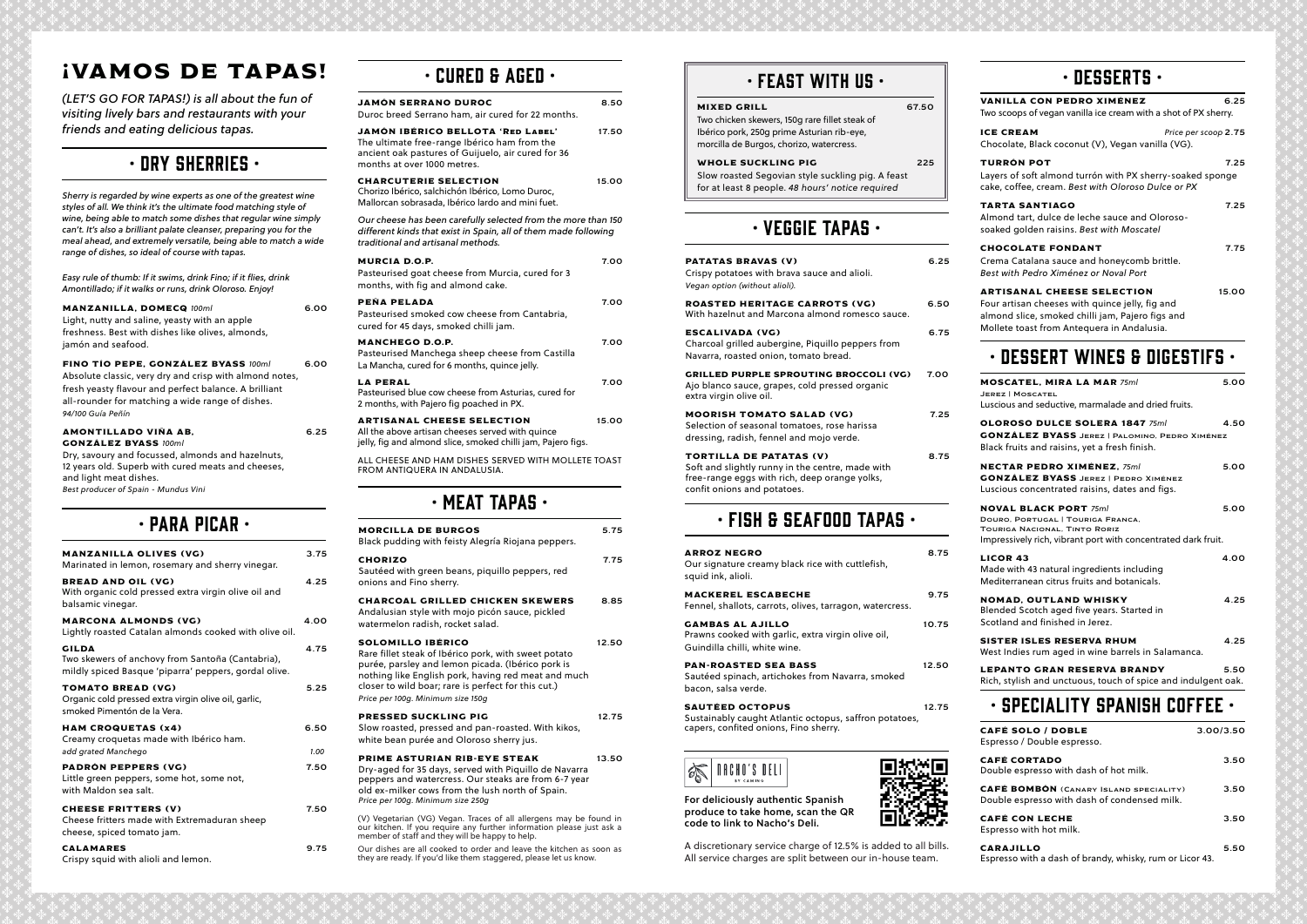# ¡VAMOS DE TAPAS!

*(LET'S GO FOR TAPAS!) is all about the fun of visiting lively bars and restaurants with your friends and eating delicious tapas.*

## · DRY SHERRIES ·

*Sherry is regarded by wine experts as one of the greatest wine styles of all. We think it's the ultimate food matching style of wine, being able to match some dishes that regular wine simply can't. It's also a brilliant palate cleanser, preparing you for the meal ahead, and extremely versatile, being able to match a wide range of dishes, so ideal of course with tapas.*

*Easy rule of thumb: If it swims, drink Fino; if it flies, drink Amontillado; if it walks or runs, drink Oloroso. Enjoy!*

**MANZANILLA, DOMECQ** *100ml* — 6.00
Light, nutty and saline, yeasty with an apple freshness. Best with dishes like olives, almonds, jamón and seafood.

**FINO TÍO PEPE, GONZÁLEZ BYASS** *100ml* — 6.00
Absolute classic, very dry and crisp with almond notes, fresh yeasty flavour and perfect balance. A brilliant all-rounder for matching a wide range of dishes.
*94/100 Guía Peñín*

**AMONTILLADO VIÑA AB, GONZÁLEZ BYASS** *100ml* — 6.25
Dry, savoury and focussed, almonds and hazelnuts, 12 years old. Superb with cured meats and cheeses, and light meat dishes.
*Best producer of Spain - Mundus Vini*

## · PARA PICAR ·

**MANZANILLA OLIVES (VG)** — 3.75
Marinated in lemon, rosemary and sherry vinegar.

**BREAD AND OIL (VG)** — 4.25
With organic cold pressed extra virgin olive oil and balsamic vinegar.

**MARCONA ALMONDS (VG)** — 4.00
Lightly roasted Catalan almonds cooked with olive oil.

**GILDA** — 4.75
Two skewers of anchovy from Santoña (Cantabria), mildly spiced Basque 'piparra' peppers, gordal olive.

**TOMATO BREAD (VG)** — 5.25
Organic cold pressed extra virgin olive oil, garlic, smoked Pimentón de la Vera.

**HAM CROQUETAS (x4)** — 6.50
Creamy croquetas made with Ibérico ham.
*add grated Manchego* — 1.00

**PADRÓN PEPPERS (VG)** — 7.50
Little green peppers, some hot, some not, with Maldon sea salt.

**CHEESE FRITTERS (V)** — 7.50
Cheese fritters made with Extremaduran sheep cheese, spiced tomato jam.

**CALAMARES** — 9.75
Crispy squid with alioli and lemon.

## · CURED & AGED ·

**JAMÓN SERRANO DUROC** — 8.50
Duroc breed Serrano ham, air cured for 22 months.

**JAMÓN IBÉRICO BELLOTA 'RED LABEL'** — 17.50
The ultimate free-range Ibérico ham from the ancient oak pastures of Guijuelo, air cured for 36 months at over 1000 metres.

**CHARCUTERIE SELECTION** — 15.00
Chorizo Ibérico, salchichón Ibérico, Lomo Duroc, Mallorcan sobrasada, Ibérico lardo and mini fuet.

*Our cheese has been carefully selected from the more than 150 different kinds that exist in Spain, all of them made following traditional and artisanal methods.*

**MURCIA D.O.P.** — 7.00
Pasteurised goat cheese from Murcia, cured for 3 months, with fig and almond cake.

**PEÑA PELADA** — 7.00
Pasteurised smoked cow cheese from Cantabria, cured for 45 days, smoked chilli jam.

**MANCHEGO D.O.P.** — 7.00
Pasteurised Manchega sheep cheese from Castilla La Mancha, cured for 6 months, quince jelly.

**LA PERAL** — 7.00
Pasteurised blue cow cheese from Asturias, cured for 2 months, with Pajero fig poached in PX.

**ARTISANAL CHEESE SELECTION** — 15.00
All the above artisan cheeses served with quince jelly, fig and almond slice, smoked chilli jam, Pajero figs.

ALL CHEESE AND HAM DISHES SERVED WITH MOLLETE TOAST FROM ANTIQUERA IN ANDALUSIA.

## · MEAT TAPAS ·

**MORCILLA DE BURGOS** — 5.75
Black pudding with feisty Alegría Riojana peppers.

**CHORIZO** — 7.75
Sautéed with green beans, piquillo peppers, red onions and Fino sherry.

**CHARCOAL GRILLED CHICKEN SKEWERS** — 8.85
Andalusian style with mojo picón sauce, pickled watermelon radish, rocket salad.

**SOLOMILLO IBÉRICO** — 12.50
Rare fillet steak of Ibérico pork, with sweet potato purée, parsley and lemon picada. (Ibérico pork is nothing like English pork, having red meat and much closer to wild boar; rare is perfect for this cut.)
*Price per 100g. Minimum size 150g*

**PRESSED SUCKLING PIG** — 12.75
Slow roasted, pressed and pan-roasted. With kikos, white bean purée and Oloroso sherry jus.

**PRIME ASTURIAN RIB-EYE STEAK** — 13.50
Dry-aged for 35 days, served with Piquillo de Navarra peppers and watercress. Our steaks are from 6-7 year old ex-milker cows from the lush north of Spain.
*Price per 100g. Minimum size 250g*

(V) Vegetarian (VG) Vegan. Traces of all allergens may be found in our kitchen. If you require any further information please just ask a member of staff and they will be happy to help.

Our dishes are all cooked to order and leave the kitchen as soon as they are ready. If you'd like them staggered, please let us know.

## · FEAST WITH US ·

**MIXED GRILL** — 67.50
Two chicken skewers, 150g rare fillet steak of Ibérico pork, 250g prime Asturian rib-eye, morcilla de Burgos, chorizo, watercress.

**WHOLE SUCKLING PIG** — 225
Slow roasted Segovian style suckling pig. A feast for at least 8 people. *48 hours' notice required*

## · VEGGIE TAPAS ·

**PATATAS BRAVAS (V)** — 6.25
Crispy potatoes with brava sauce and alioli.
*Vegan option (without alioli).*

**ROASTED HERITAGE CARROTS (VG)** — 6.50
With hazelnut and Marcona almond romesco sauce.

**ESCALIVADA (VG)** — 6.75
Charcoal grilled aubergine, Piquillo peppers from Navarra, roasted onion, tomato bread.

**GRILLED PURPLE SPROUTING BROCCOLI (VG)** — 7.00
Ajo blanco sauce, grapes, cold pressed organic extra virgin olive oil.

**MOORISH TOMATO SALAD (VG)** — 7.25
Selection of seasonal tomatoes, rose harissa dressing, radish, fennel and mojo verde.

**TORTILLA DE PATATAS (V)** — 8.75
Soft and slightly runny in the centre, made with free-range eggs with rich, deep orange yolks, confit onions and potatoes.

## · FISH & SEAFOOD TAPAS ·

**ARROZ NEGRO** — 8.75
Our signature creamy black rice with cuttlefish, squid ink, alioli.

**MACKEREL ESCABECHE** — 9.75
Fennel, shallots, carrots, olives, tarragon, watercress.

**GAMBAS AL AJILLO** — 10.75
Prawns cooked with garlic, extra virgin olive oil, Guindilla chilli, white wine.

**PAN-ROASTED SEA BASS** — 12.50
Sautéed spinach, artichokes from Navarra, smoked bacon, salsa verde.

**SAUTÉED OCTOPUS** — 12.75
Sustainably caught Atlantic octopus, saffron potatoes, capers, confited onions, Fino sherry.

NACHO'S DELI BY CAMINO

**For deliciously authentic Spanish produce to take home, scan the QR code to link to Nacho's Deli.**

A discretionary service charge of 12.5% is added to all bills. All service charges are split between our in-house team.

## · DESSERTS ·

**VANILLA CON PEDRO XIMÉNEZ** — 6.25
Two scoops of vegan vanilla ice cream with a shot of PX sherry.

**ICE CREAM** — *Price per scoop* 2.75
Chocolate, Black coconut (V), Vegan vanilla (VG).

**TURRÓN POT** — 7.25
Layers of soft almond turrón with PX sherry-soaked sponge cake, coffee, cream. *Best with Oloroso Dulce or PX*

**TARTA SANTIAGO** — 7.25
Almond tart, dulce de leche sauce and Oloroso-soaked golden raisins. *Best with Moscatel*

**CHOCOLATE FONDANT** — 7.75
Crema Catalana sauce and honeycomb brittle. *Best with Pedro Ximénez or Noval Port*

**ARTISANAL CHEESE SELECTION** — 15.00
Four artisan cheeses with quince jelly, fig and almond slice, smoked chilli jam, Pajero figs and Mollete toast from Antequera in Andalusia.

## · DESSERT WINES & DIGESTIFS ·

**MOSCATEL, MIRA LA MAR** *75ml* — 5.00
JEREZ | MOSCATEL
Luscious and seductive, marmalade and dried fruits.

**OLOROSO DULCE SOLERA 1847** *75ml* — 4.50
**GONZÁLEZ BYASS** JEREZ | PALOMINO, PEDRO XIMÉNEZ
Black fruits and raisins, yet a fresh finish.

**NECTAR PEDRO XIMÉNEZ,** *75ml* — 5.00
**GONZÁLEZ BYASS** JEREZ | PEDRO XIMÉNEZ
Luscious concentrated raisins, dates and figs.

**NOVAL BLACK PORT** *75ml* — 5.00
DOURO, PORTUGAL | TOURIGA FRANCA, TOURIGA NACIONAL, TINTO RORIZ
Impressively rich, vibrant port with concentrated dark fruit.

**LICOR 43** — 4.00
Made with 43 natural ingredients including Mediterranean citrus fruits and botanicals.

**NOMAD, OUTLAND WHISKY** — 4.25
Blended Scotch aged five years. Started in Scotland and finished in Jerez.

**SISTER ISLES RESERVA RHUM** — 4.25
West Indies rum aged in wine barrels in Salamanca.

**LEPANTO GRAN RESERVA BRANDY** — 5.50
Rich, stylish and unctuous, touch of spice and indulgent oak.

## · SPECIALITY SPANISH COFFEE ·

**CAFÉ SOLO / DOBLE** — 3.00/3.50
Espresso / Double espresso.

**CAFÉ CORTADO** — 3.50
Double espresso with dash of hot milk.

**CAFÉ BOMBÓN** (CANARY ISLAND SPECIALITY) — 3.50
Double espresso with dash of condensed milk.

**CAFÉ CON LECHE** — 3.50
Espresso with hot milk.

**CARAJILLO** — 5.50
Espresso with a dash of brandy, whisky, rum or Licor 43.